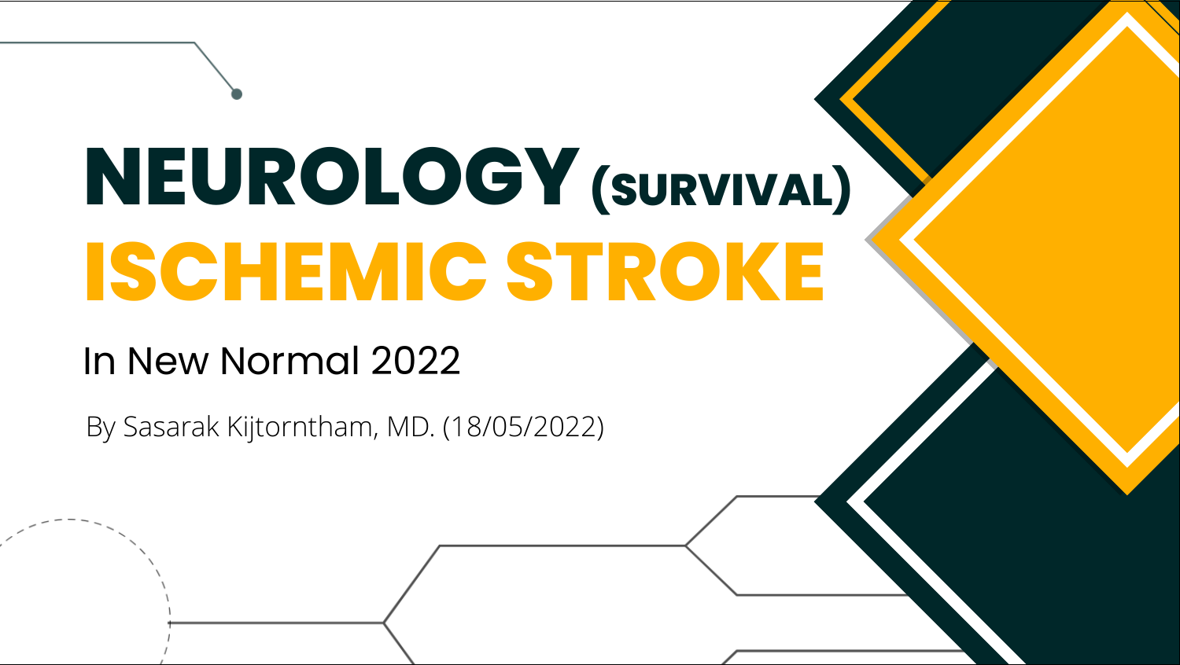# NEUROLOGY (SURVIVAL)

# ISCHEMIC STROKE

## In New Normal 2022

By Sasarak Kijtorntham, MD. (18/05/2022)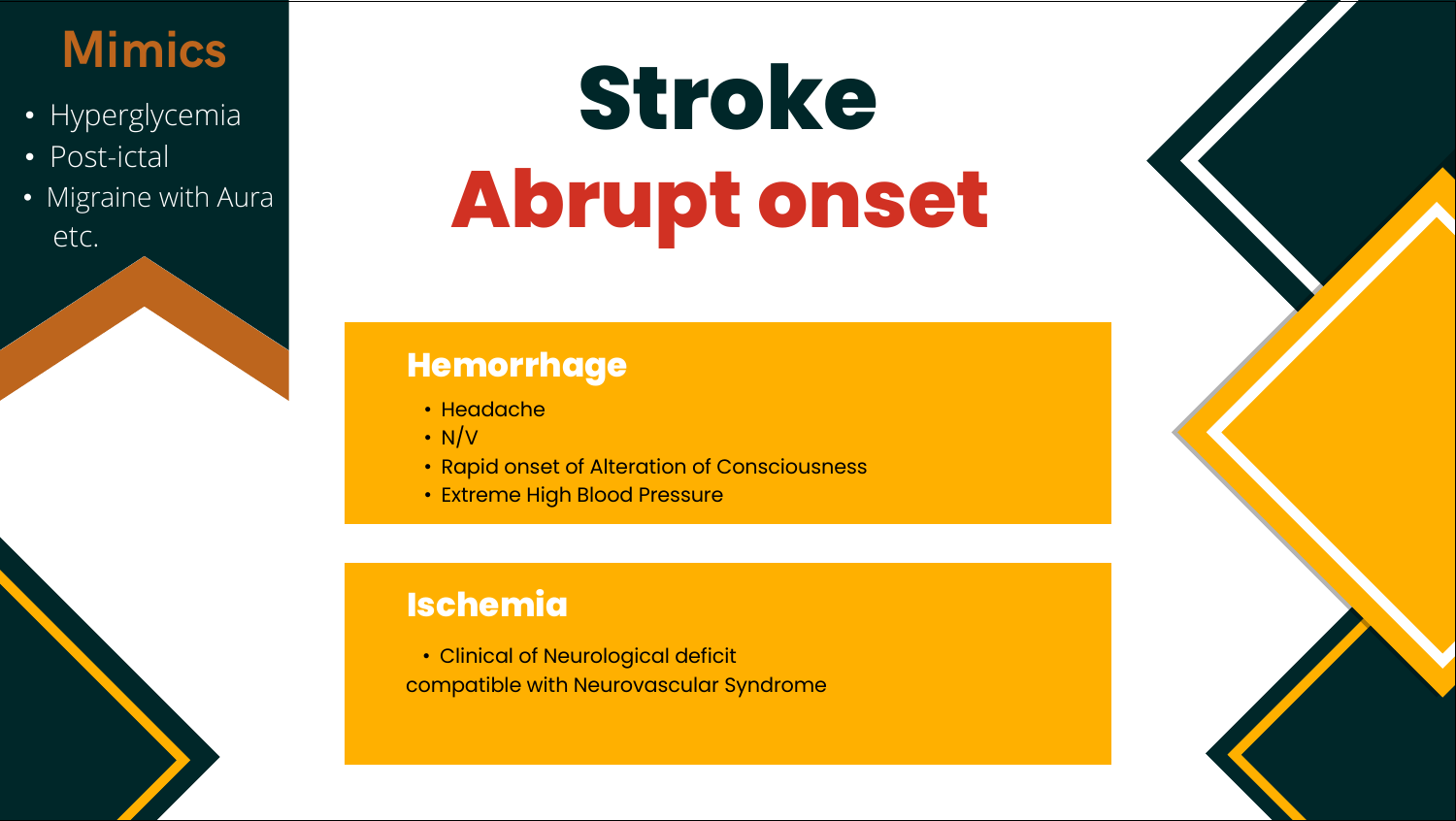## Mimics

- Hyperglycemia
- Post-ictal
- Migraine with Aura

etc.

# Stroke

# Abrupt onset

### Hemorrhage

- Headache
- N/V
- Rapid onset of Alteration of Consciousness
- Extreme High Blood Pressure

### Ischemia

- Clinical of Neurological deficit compatible with Neurovascular Syndrome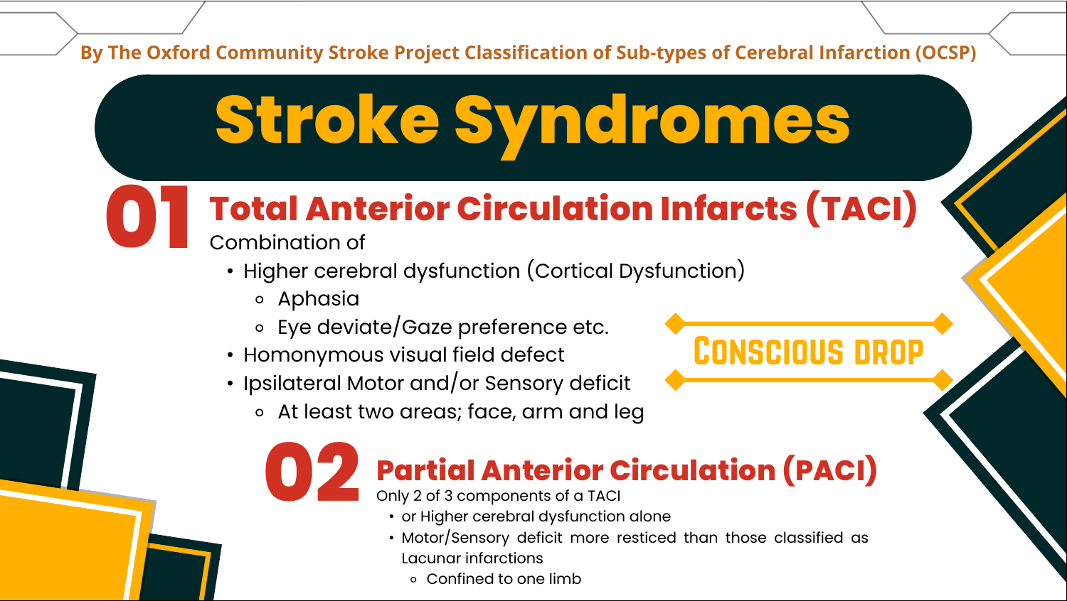By The Oxford Community Stroke Project Classification of Sub-types of Cerebral Infarction (OCSP)

# Stroke Syndromes

## 01 Total Anterior Circulation Infarcts (TACI)

Combination of

- Higher cerebral dysfunction (Cortical Dysfunction)
  - Aphasia
  - Eye deviate/Gaze preference etc.
- Homonymous visual field defect
- Ipsilateral Motor and/or Sensory deficit
  - At least two areas; face, arm and leg

**CONSCIOUS DROP**

## 02 Partial Anterior Circulation (PACI)

Only 2 of 3 components of a TACI

- or Higher cerebral dysfunction alone
- Motor/Sensory deficit more resticed than those classified as Lacunar infarctions
  - Confined to one limb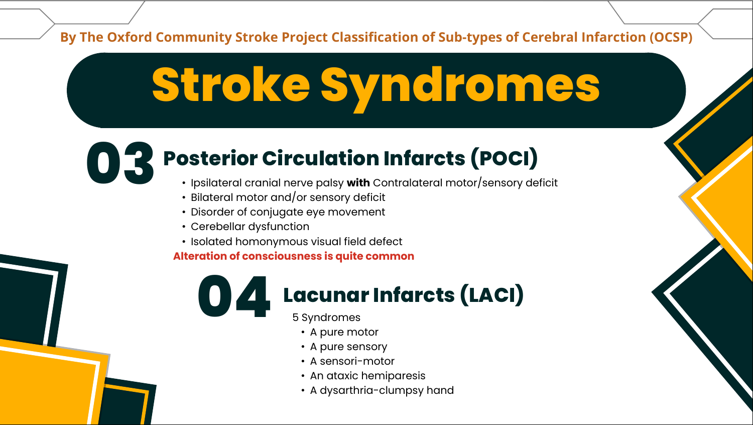By The Oxford Community Stroke Project Classification of Sub-types of Cerebral Infarction (OCSP)

# Stroke Syndromes

## 03 Posterior Circulation Infarcts (POCI)

- Ipsilateral cranial nerve palsy **with** Contralateral motor/sensory deficit
- Bilateral motor and/or sensory deficit
- Disorder of conjugate eye movement
- Cerebellar dysfunction
- Isolated homonymous visual field defect

**Alteration of consciousness is quite common**

## 04 Lacunar Infarcts (LACI)

5 Syndromes

- A pure motor
- A pure sensory
- A sensori-motor
- An ataxic hemiparesis
- A dysarthria-clumpsy hand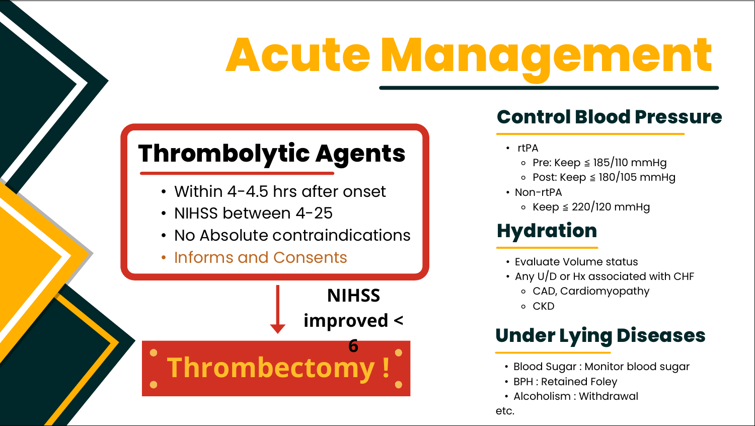# Acute Management

## Thrombolytic Agents

- Within 4-4.5 hrs after onset
- NIHSS between 4-25
- No Absolute contraindications
- Informs and Consents

NIHSS improved < 6

**Thrombectomy !**

## Control Blood Pressure

- rtPA
  - Pre: Keep ≦ 185/110 mmHg
  - Post: Keep ≦ 180/105 mmHg
- Non-rtPA
  - Keep ≦ 220/120 mmHg

## Hydration

- Evaluate Volume status
- Any U/D or Hx associated with CHF
  - CAD, Cardiomyopathy
  - CKD

## Under Lying Diseases

- Blood Sugar : Monitor blood sugar
- BPH : Retained Foley
- Alcoholism : Withdrawal

etc.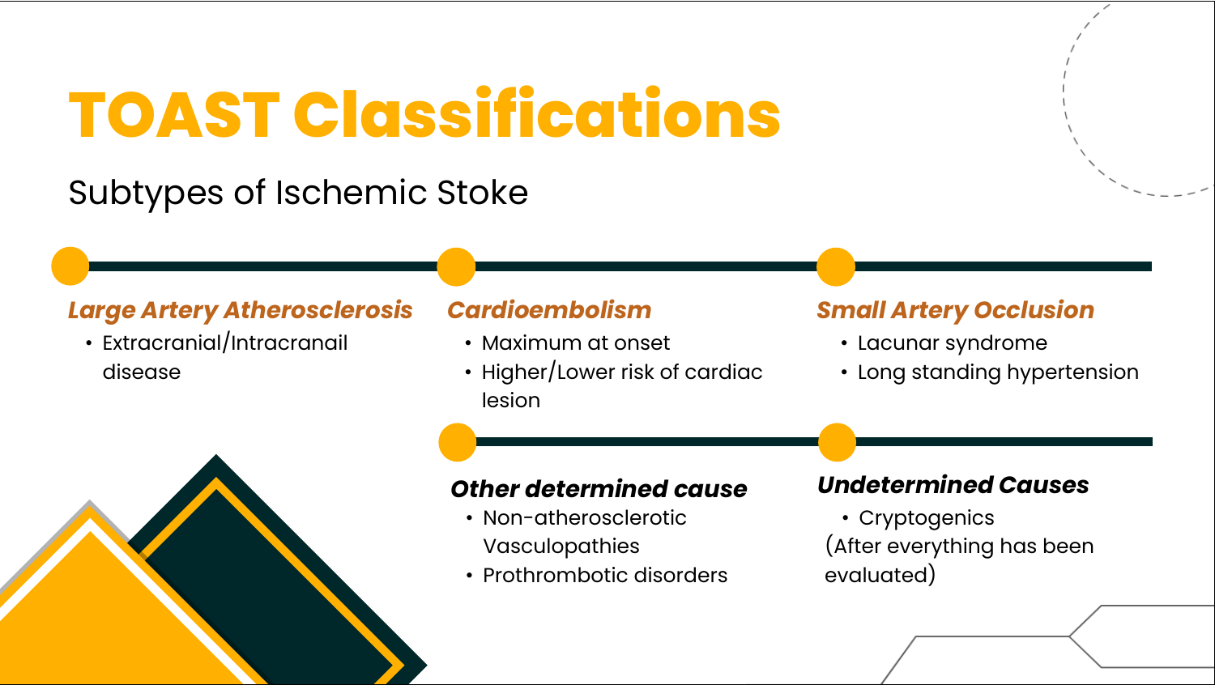# TOAST Classifications

Subtypes of Ischemic Stoke

### *Large Artery Atherosclerosis*

- Extracranial/Intracranail disease

### *Cardioembolism*

- Maximum at onset
- Higher/Lower risk of cardiac lesion

### *Small Artery Occlusion*

- Lacunar syndrome
- Long standing hypertension

### *Other determined cause*

- Non-atherosclerotic Vasculopathies
- Prothrombotic disorders

### *Undetermined Causes*

- Cryptogenics

(After everything has been evaluated)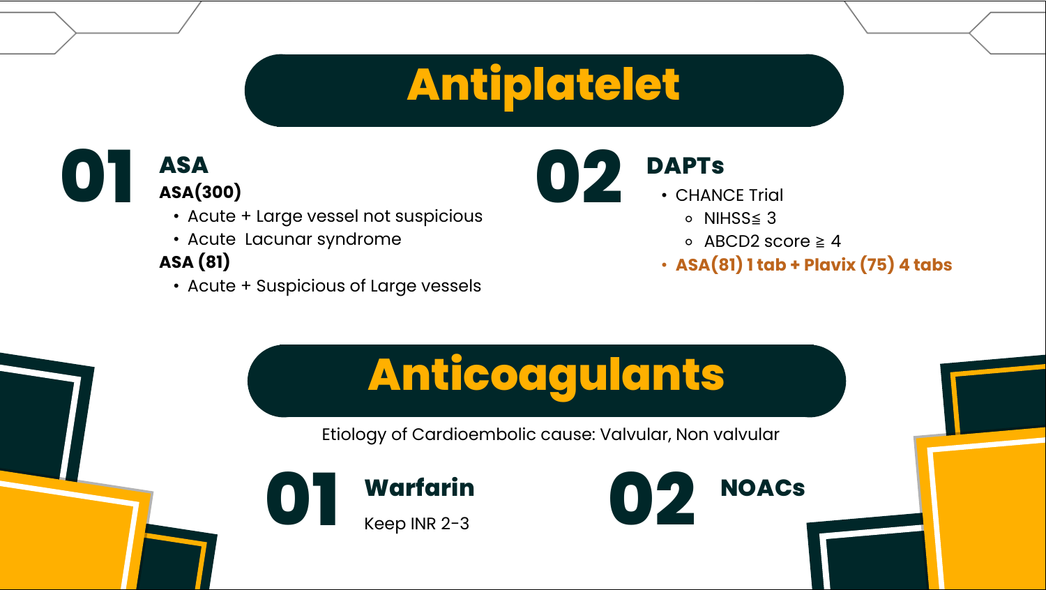# Antiplatelet

## 01 ASA

**ASA(300)**

- Acute + Large vessel not suspicious
- Acute Lacunar syndrome

**ASA (81)**

- Acute + Suspicious of Large vessels

## 02 DAPTs

- CHANCE Trial
  - NIHSS≦ 3
  - ABCD2 score ≧ 4
- **ASA(81) 1 tab + Plavix (75) 4 tabs**

# Anticoagulants

Etiology of Cardioembolic cause: Valvular, Non valvular

## 01 Warfarin

Keep INR 2-3

## 02 NOACs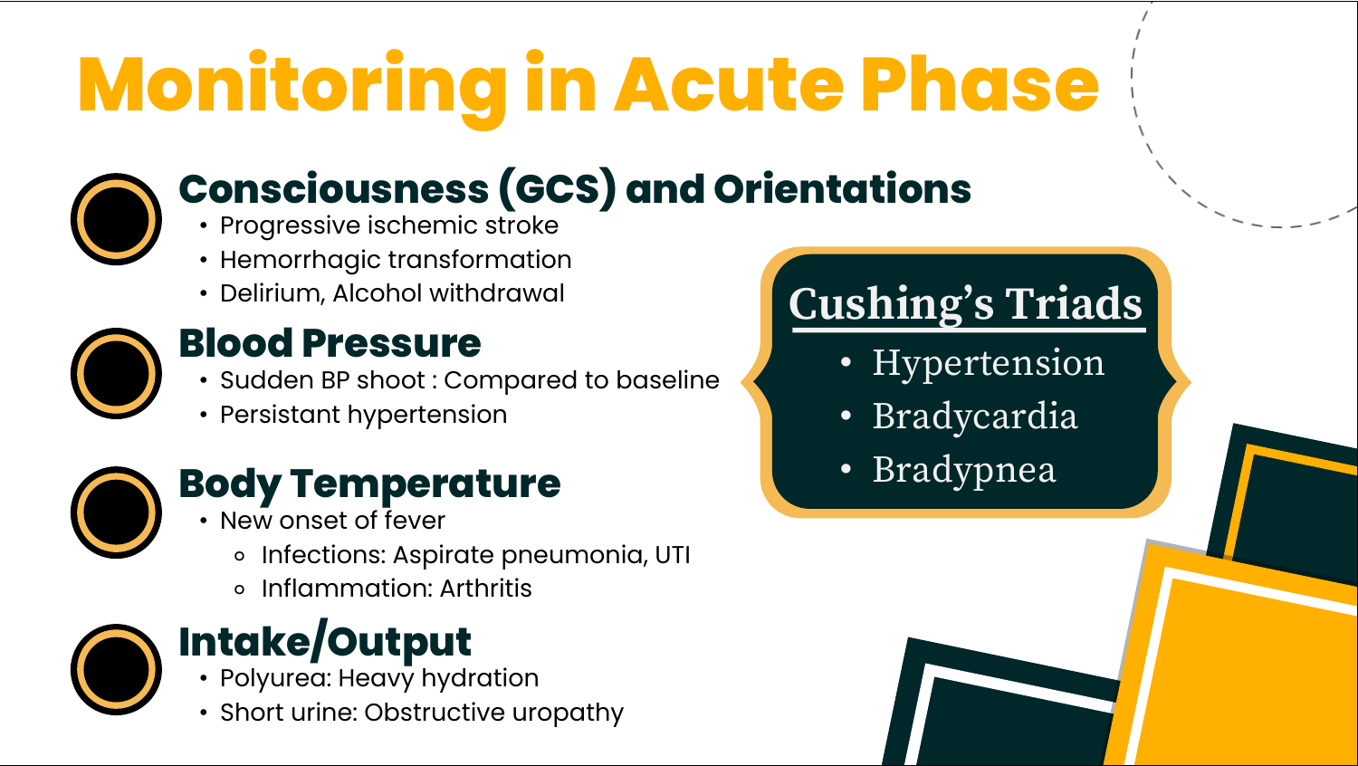# Monitoring in Acute Phase

## Consciousness (GCS) and Orientations

- Progressive ischemic stroke
- Hemorrhagic transformation
- Delirium, Alcohol withdrawal

## Blood Pressure

- Sudden BP shoot : Compared to baseline
- Persistant hypertension

## Body Temperature

- New onset of fever
  - Infections: Aspirate pneumonia, UTI
  - Inflammation: Arthritis

## Intake/Output

- Polyurea: Heavy hydration
- Short urine: Obstructive uropathy

## Cushing's Triads

- Hypertension
- Bradycardia
- Bradypnea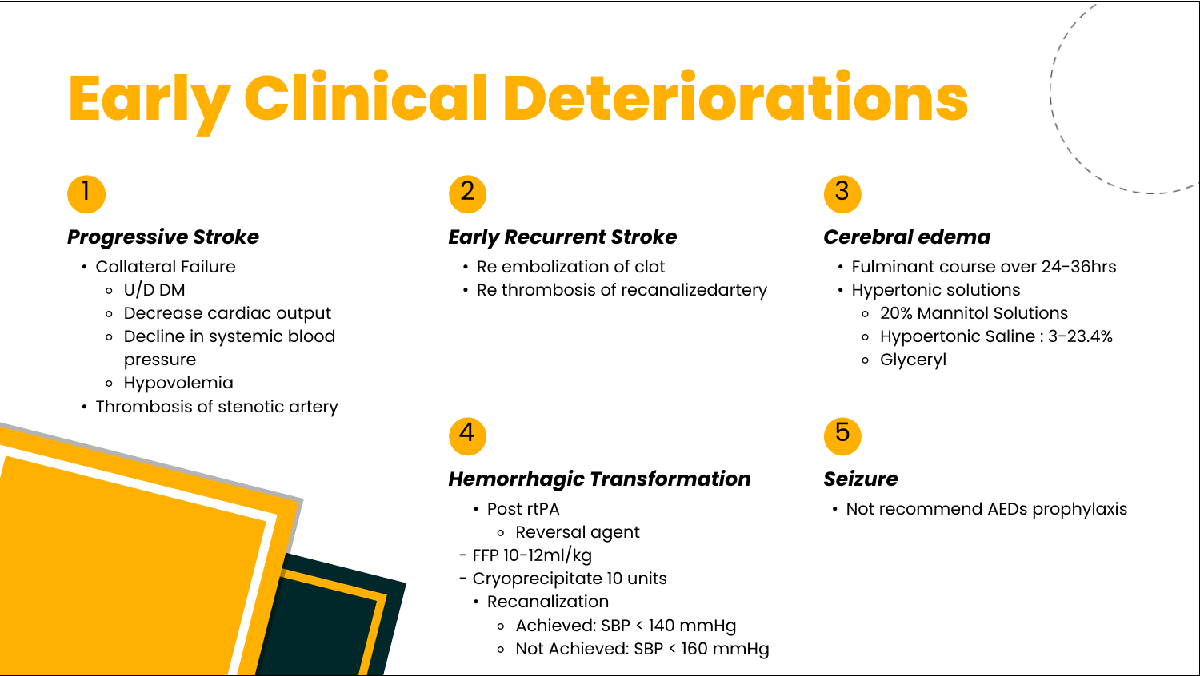# Early Clinical Deteriorations

## 1

### *Progressive Stroke*

- Collateral Failure
  - U/D DM
  - Decrease cardiac output
  - Decline in systemic blood pressure
  - Hypovolemia
- Thrombosis of stenotic artery

## 2

### *Early Recurrent Stroke*

- Re embolization of clot
- Re thrombosis of recanalizedartery

## 3

### *Cerebral edema*

- Fulminant course over 24-36hrs
- Hypertonic solutions
  - 20% Mannitol Solutions
  - Hypoertonic Saline : 3-23.4%
  - Glyceryl

## 4

### *Hemorrhagic Transformation*

- Post rtPA
  - Reversal agent

- FFP 10-12ml/kg
- Cryoprecipitate 10 units

- Recanalization
  - Achieved: SBP < 140 mmHg
  - Not Achieved: SBP < 160 mmHg

## 5

### *Seizure*

- Not recommend AEDs prophylaxis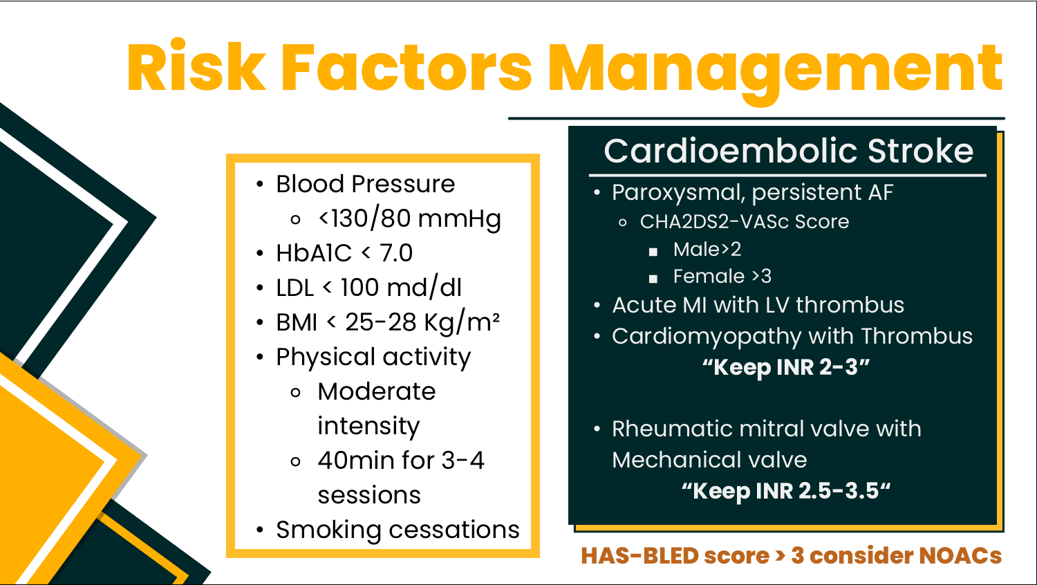# Risk Factors Management

- Blood Pressure
  - <130/80 mmHg
- HbA1C < 7.0
- LDL < 100 md/dl
- BMI < 25-28 Kg/m²
- Physical activity
  - Moderate intensity
  - 40min for 3-4 sessions
- Smoking cessations

## Cardioembolic Stroke

- Paroxysmal, persistent AF
  - CHA2DS2-VASc Score
    - Male>2
    - Female >3
- Acute MI with LV thrombus
- Cardiomyopathy with Thrombus

**"Keep INR 2-3"**

- Rheumatic mitral valve with Mechanical valve

**"Keep INR 2.5-3.5"**

**HAS-BLED score > 3 consider NOACs**